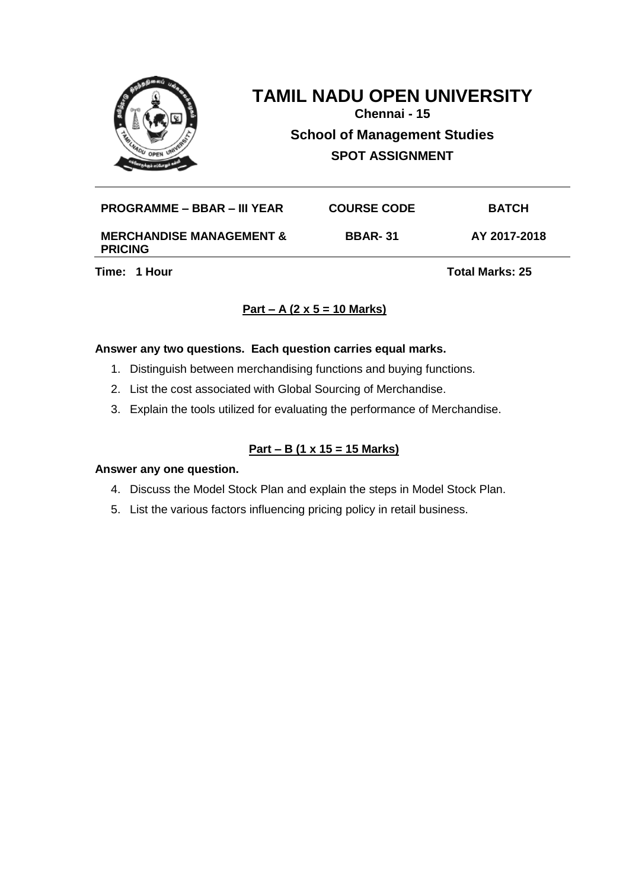# TAMIL NADU OPEN UNIVERSITY

**Chennai - 15**

**School of Management Studies**

**SPOT ASSIGNMENT**

| PROGRAMME – BBAR – III YEAR | COURSE CODE | BATCH |
|---|---|---|
| **MERCHANDISE MANAGEMENT & PRICING** | **BBAR- 31** | **AY 2017-2018** |

**Time: 1 Hour** **Total Marks: 25**

## Part – A (2 x 5 = 10 Marks)

**Answer any two questions. Each question carries equal marks.**

1. Distinguish between merchandising functions and buying functions.
2. List the cost associated with Global Sourcing of Merchandise.
3. Explain the tools utilized for evaluating the performance of Merchandise.

## Part – B (1 x 15 = 15 Marks)

**Answer any one question.**

4. Discuss the Model Stock Plan and explain the steps in Model Stock Plan.
5. List the various factors influencing pricing policy in retail business.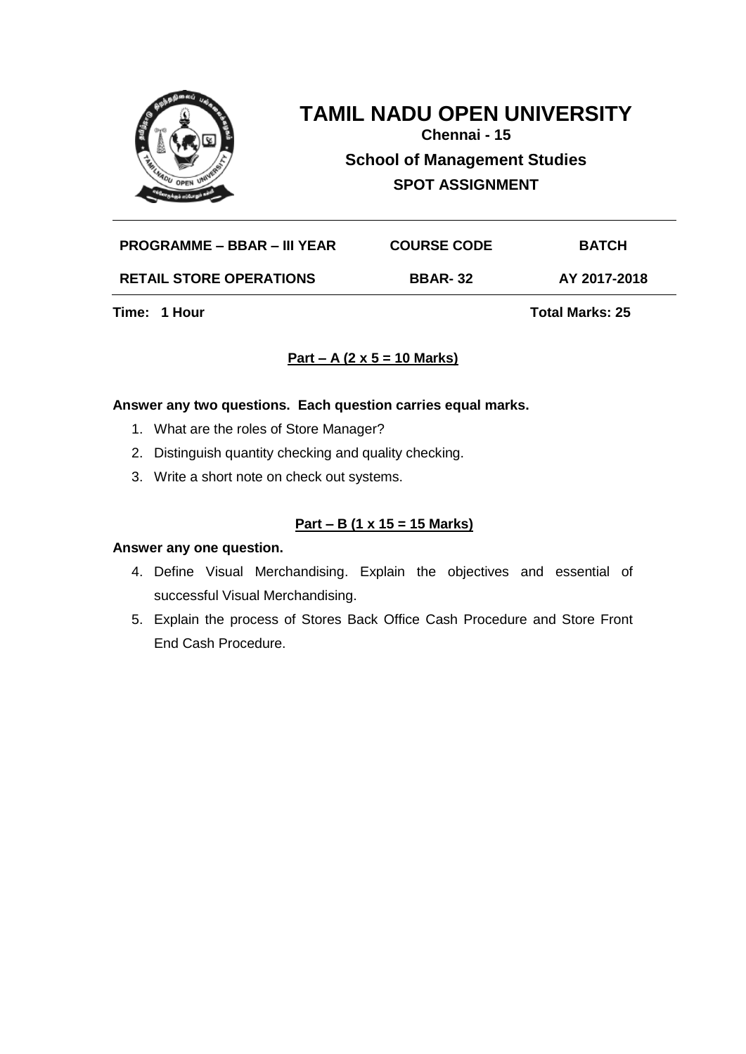# TAMIL NADU OPEN UNIVERSITY

**Chennai - 15**

**School of Management Studies**

**SPOT ASSIGNMENT**

| PROGRAMME – BBAR – III YEAR | COURSE CODE | BATCH |
|---|---|---|
| RETAIL STORE OPERATIONS | BBAR- 32 | AY 2017-2018 |

**Time: 1 Hour** **Total Marks: 25**

## Part – A (2 x 5 = 10 Marks)

**Answer any two questions. Each question carries equal marks.**

1. What are the roles of Store Manager?
2. Distinguish quantity checking and quality checking.
3. Write a short note on check out systems.

## Part – B (1 x 15 = 15 Marks)

**Answer any one question.**

4. Define Visual Merchandising. Explain the objectives and essential of successful Visual Merchandising.
5. Explain the process of Stores Back Office Cash Procedure and Store Front End Cash Procedure.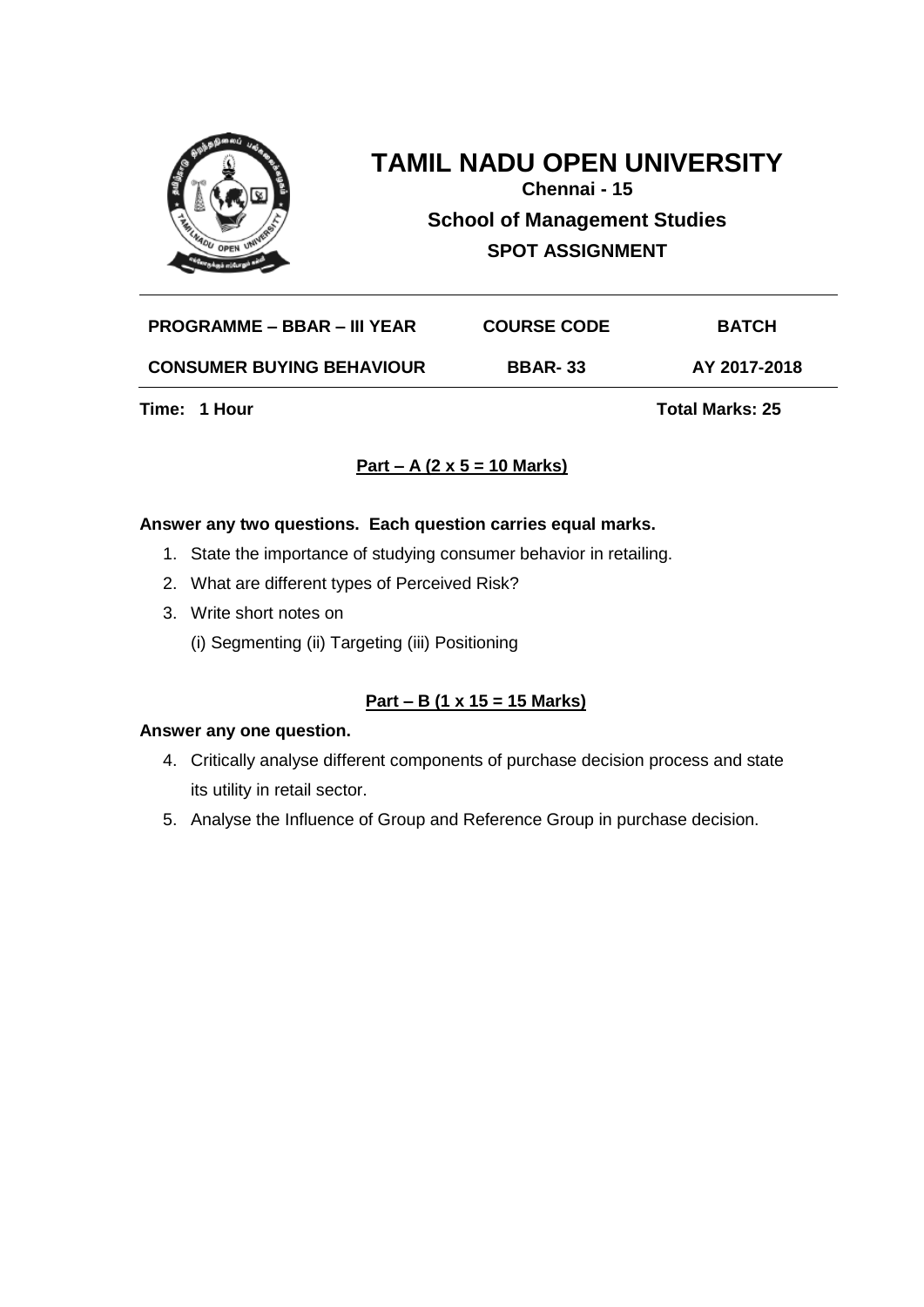# TAMIL NADU OPEN UNIVERSITY

**Chennai - 15**

**School of Management Studies**

**SPOT ASSIGNMENT**

| PROGRAMME – BBAR – III YEAR | COURSE CODE | BATCH |
|---|---|---|
| CONSUMER BUYING BEHAVIOUR | BBAR- 33 | AY 2017-2018 |

**Time: 1 Hour** **Total Marks: 25**

## Part – A (2 x 5 = 10 Marks)

**Answer any two questions. Each question carries equal marks.**

1. State the importance of studying consumer behavior in retailing.
2. What are different types of Perceived Risk?
3. Write short notes on
   (i) Segmenting (ii) Targeting (iii) Positioning

## Part – B (1 x 15 = 15 Marks)

**Answer any one question.**

4. Critically analyse different components of purchase decision process and state its utility in retail sector.
5. Analyse the Influence of Group and Reference Group in purchase decision.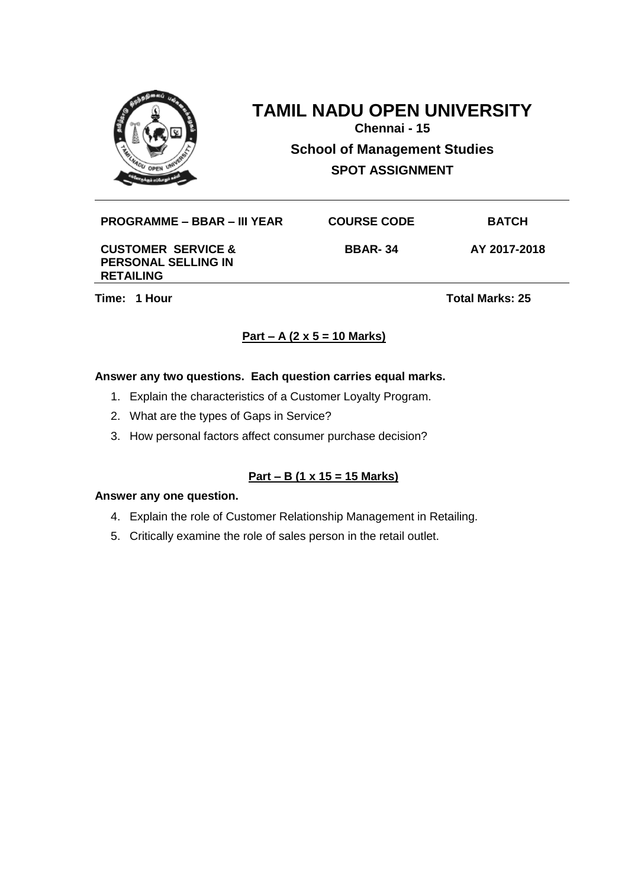# TAMIL NADU OPEN UNIVERSITY

**Chennai - 15**

**School of Management Studies**

**SPOT ASSIGNMENT**

| PROGRAMME – BBAR – III YEAR | COURSE CODE | BATCH |
|---|---|---|
| CUSTOMER SERVICE & PERSONAL SELLING IN RETAILING | BBAR- 34 | AY 2017-2018 |

**Time: 1 Hour** **Total Marks: 25**

## Part – A (2 x 5 = 10 Marks)

**Answer any two questions. Each question carries equal marks.**

1. Explain the characteristics of a Customer Loyalty Program.
2. What are the types of Gaps in Service?
3. How personal factors affect consumer purchase decision?

## Part – B (1 x 15 = 15 Marks)

**Answer any one question.**

4. Explain the role of Customer Relationship Management in Retailing.
5. Critically examine the role of sales person in the retail outlet.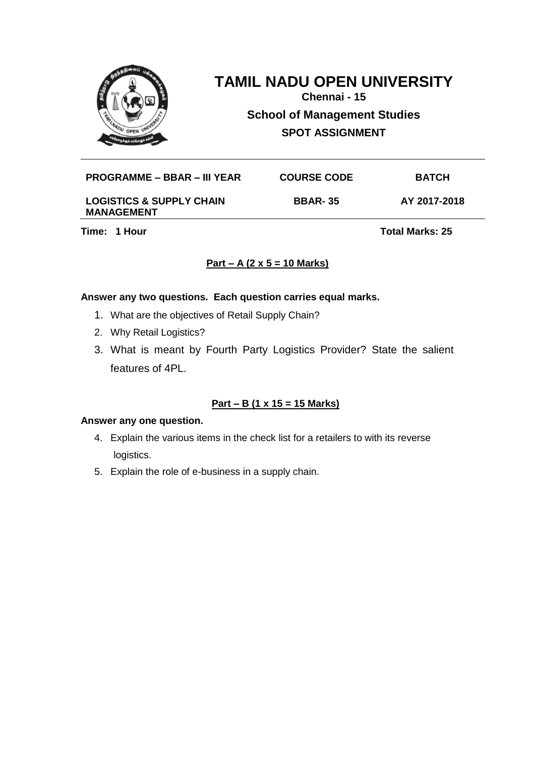# TAMIL NADU OPEN UNIVERSITY

**Chennai - 15**

**School of Management Studies**

**SPOT ASSIGNMENT**

| PROGRAMME – BBAR – III YEAR | COURSE CODE | BATCH |
|---|---|---|
| LOGISTICS & SUPPLY CHAIN MANAGEMENT | BBAR- 35 | AY 2017-2018 |

**Time: 1 Hour** **Total Marks: 25**

## Part – A (2 x 5 = 10 Marks)

**Answer any two questions. Each question carries equal marks.**

1. What are the objectives of Retail Supply Chain?
2. Why Retail Logistics?
3. What is meant by Fourth Party Logistics Provider? State the salient features of 4PL.

## Part – B (1 x 15 = 15 Marks)

**Answer any one question.**

4. Explain the various items in the check list for a retailers to with its reverse logistics.
5. Explain the role of e-business in a supply chain.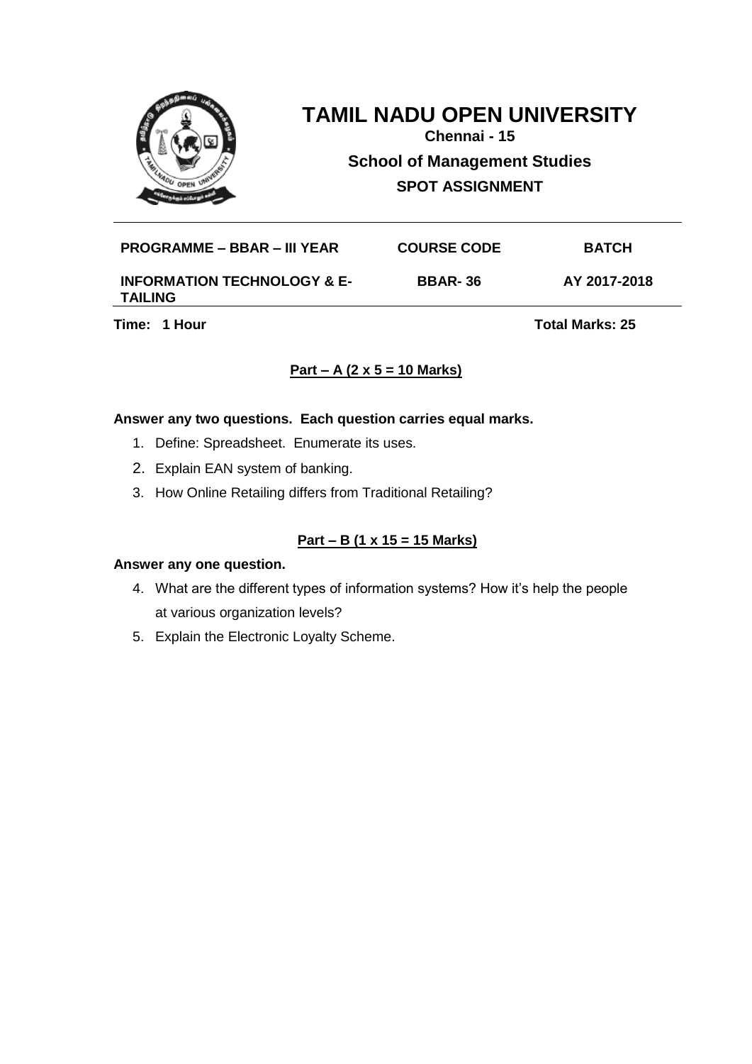# TAMIL NADU OPEN UNIVERSITY

**Chennai - 15**

**School of Management Studies**

**SPOT ASSIGNMENT**

| PROGRAMME – BBAR – III YEAR | COURSE CODE | BATCH |
|---|---|---|
| INFORMATION TECHNOLOGY & E-TAILING | BBAR- 36 | AY 2017-2018 |

**Time: 1 Hour** **Total Marks: 25**

## Part – A (2 x 5 = 10 Marks)

**Answer any two questions. Each question carries equal marks.**

1. Define: Spreadsheet. Enumerate its uses.
2. Explain EAN system of banking.
3. How Online Retailing differs from Traditional Retailing?

## Part – B (1 x 15 = 15 Marks)

**Answer any one question.**

4. What are the different types of information systems? How it's help the people at various organization levels?
5. Explain the Electronic Loyalty Scheme.